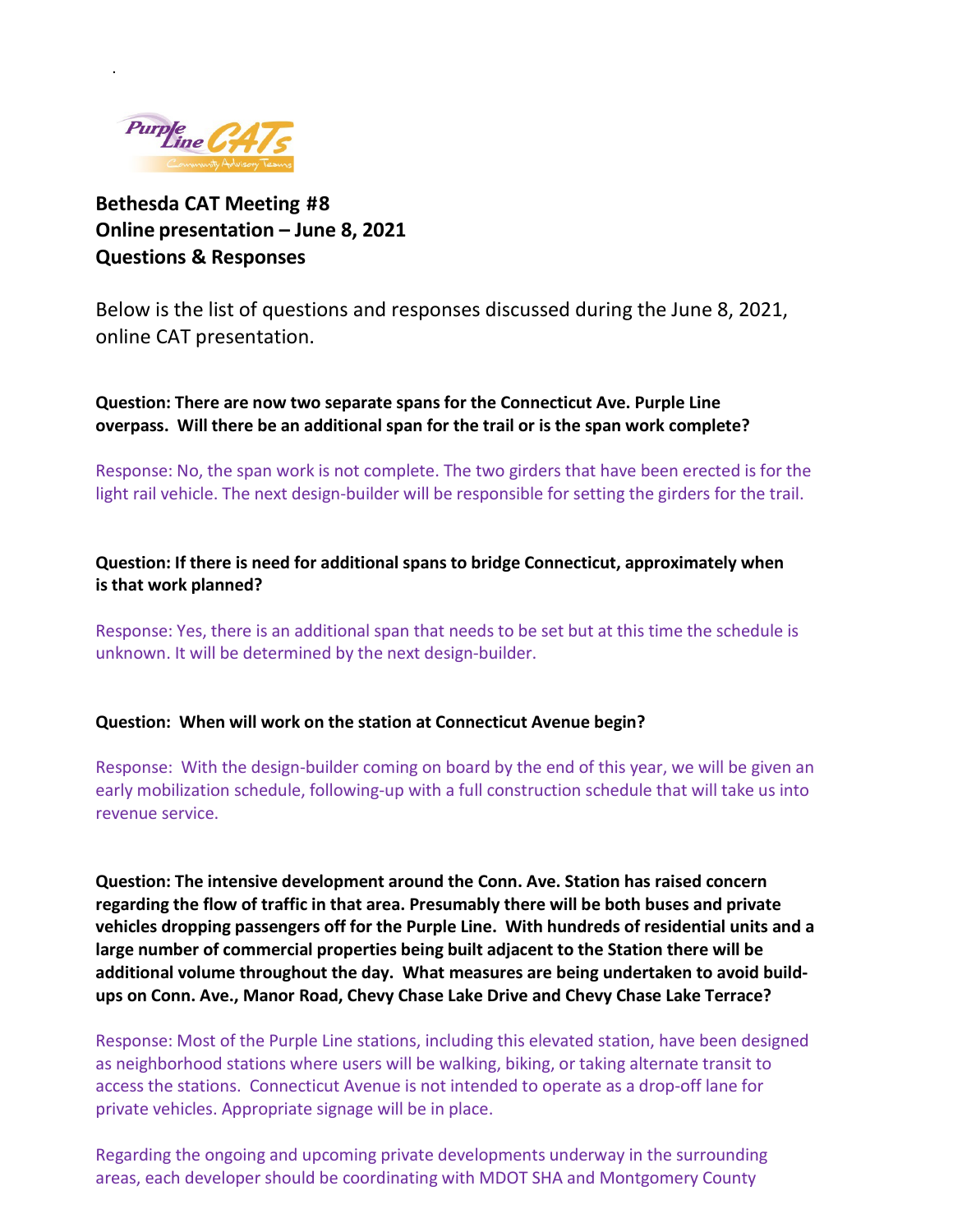# Bethesda CAT Meeting #8
## Online presentation – June 8, 2021
## Questions & Responses

Below is the list of questions and responses discussed during the June 8, 2021, online CAT presentation.

**Question: There are now two separate spans for the Connecticut Ave. Purple Line overpass. Will there be an additional span for the trail or is the span work complete?**

Response: No, the span work is not complete. The two girders that have been erected is for the light rail vehicle. The next design-builder will be responsible for setting the girders for the trail.

**Question: If there is need for additional spans to bridge Connecticut, approximately when is that work planned?**

Response: Yes, there is an additional span that needs to be set but at this time the schedule is unknown. It will be determined by the next design-builder.

**Question: When will work on the station at Connecticut Avenue begin?**

Response: With the design-builder coming on board by the end of this year, we will be given an early mobilization schedule, following-up with a full construction schedule that will take us into revenue service.

**Question: The intensive development around the Conn. Ave. Station has raised concern regarding the flow of traffic in that area. Presumably there will be both buses and private vehicles dropping passengers off for the Purple Line. With hundreds of residential units and a large number of commercial properties being built adjacent to the Station there will be additional volume throughout the day. What measures are being undertaken to avoid build-ups on Conn. Ave., Manor Road, Chevy Chase Lake Drive and Chevy Chase Lake Terrace?**

Response: Most of the Purple Line stations, including this elevated station, have been designed as neighborhood stations where users will be walking, biking, or taking alternate transit to access the stations. Connecticut Avenue is not intended to operate as a drop-off lane for private vehicles. Appropriate signage will be in place.

Regarding the ongoing and upcoming private developments underway in the surrounding areas, each developer should be coordinating with MDOT SHA and Montgomery County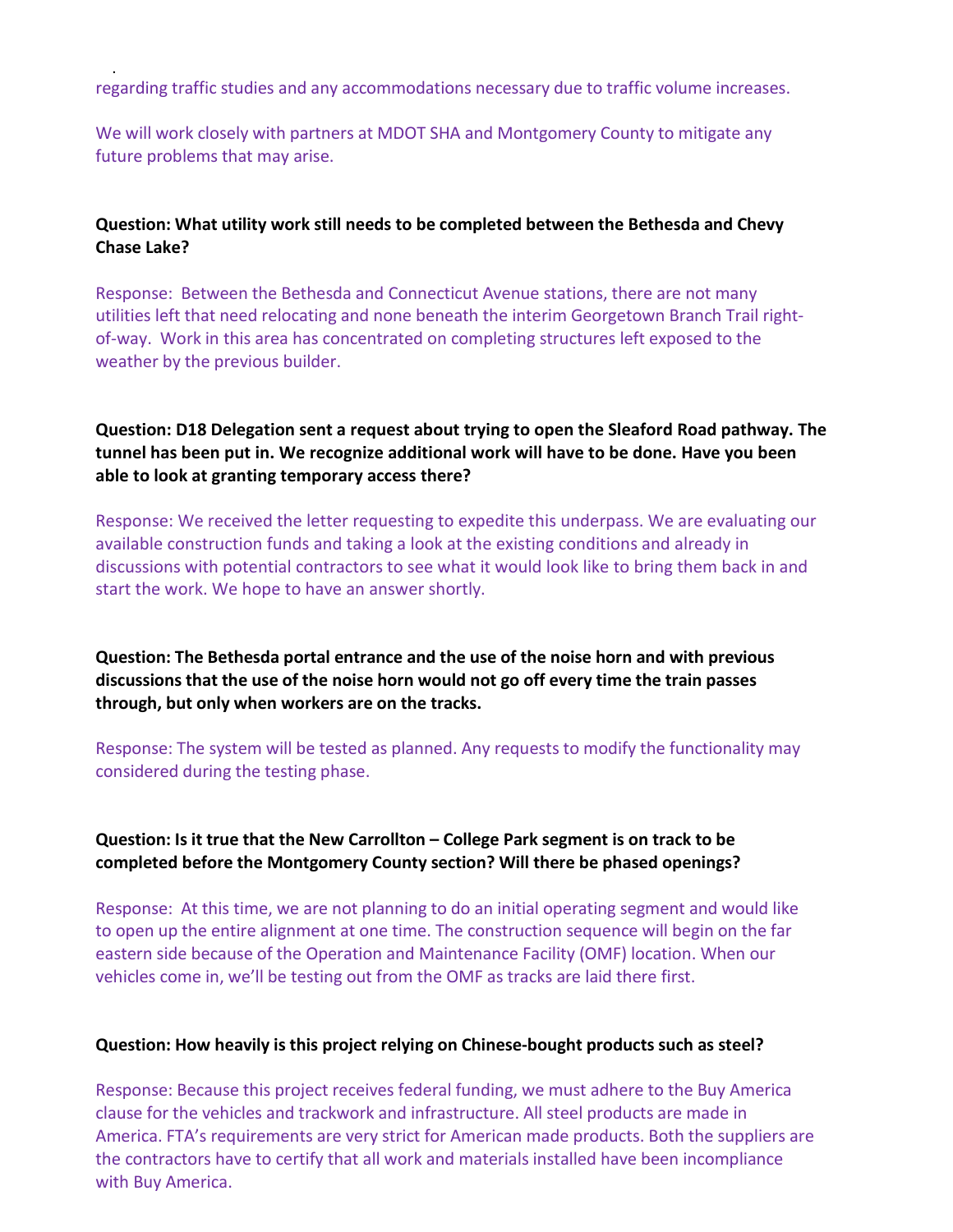regarding traffic studies and any accommodations necessary due to traffic volume increases.

We will work closely with partners at MDOT SHA and Montgomery County to mitigate any future problems that may arise.

**Question: What utility work still needs to be completed between the Bethesda and Chevy Chase Lake?**

Response: Between the Bethesda and Connecticut Avenue stations, there are not many utilities left that need relocating and none beneath the interim Georgetown Branch Trail right-of-way. Work in this area has concentrated on completing structures left exposed to the weather by the previous builder.

**Question: D18 Delegation sent a request about trying to open the Sleaford Road pathway. The tunnel has been put in. We recognize additional work will have to be done. Have you been able to look at granting temporary access there?**

Response: We received the letter requesting to expedite this underpass. We are evaluating our available construction funds and taking a look at the existing conditions and already in discussions with potential contractors to see what it would look like to bring them back in and start the work. We hope to have an answer shortly.

**Question: The Bethesda portal entrance and the use of the noise horn and with previous discussions that the use of the noise horn would not go off every time the train passes through, but only when workers are on the tracks.**

Response: The system will be tested as planned. Any requests to modify the functionality may considered during the testing phase.

**Question: Is it true that the New Carrollton – College Park segment is on track to be completed before the Montgomery County section? Will there be phased openings?**

Response: At this time, we are not planning to do an initial operating segment and would like to open up the entire alignment at one time. The construction sequence will begin on the far eastern side because of the Operation and Maintenance Facility (OMF) location. When our vehicles come in, we'll be testing out from the OMF as tracks are laid there first.

**Question: How heavily is this project relying on Chinese-bought products such as steel?**

Response: Because this project receives federal funding, we must adhere to the Buy America clause for the vehicles and trackwork and infrastructure. All steel products are made in America. FTA's requirements are very strict for American made products. Both the suppliers are the contractors have to certify that all work and materials installed have been incompliance with Buy America.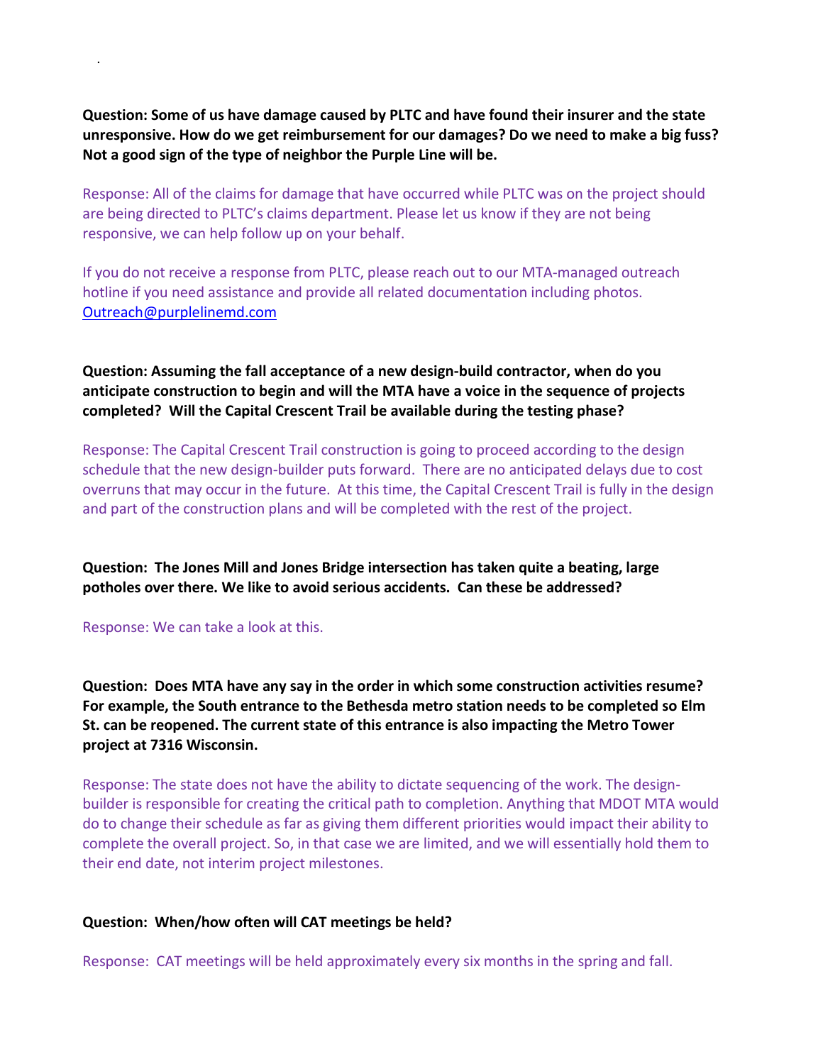**Question: Some of us have damage caused by PLTC and have found their insurer and the state unresponsive. How do we get reimbursement for our damages? Do we need to make a big fuss? Not a good sign of the type of neighbor the Purple Line will be.**

Response: All of the claims for damage that have occurred while PLTC was on the project should are being directed to PLTC's claims department. Please let us know if they are not being responsive, we can help follow up on your behalf.

If you do not receive a response from PLTC, please reach out to our MTA-managed outreach hotline if you need assistance and provide all related documentation including photos. Outreach@purplelinemd.com

**Question: Assuming the fall acceptance of a new design-build contractor, when do you anticipate construction to begin and will the MTA have a voice in the sequence of projects completed? Will the Capital Crescent Trail be available during the testing phase?**

Response: The Capital Crescent Trail construction is going to proceed according to the design schedule that the new design-builder puts forward. There are no anticipated delays due to cost overruns that may occur in the future. At this time, the Capital Crescent Trail is fully in the design and part of the construction plans and will be completed with the rest of the project.

**Question: The Jones Mill and Jones Bridge intersection has taken quite a beating, large potholes over there. We like to avoid serious accidents. Can these be addressed?**

Response: We can take a look at this.

**Question: Does MTA have any say in the order in which some construction activities resume? For example, the South entrance to the Bethesda metro station needs to be completed so Elm St. can be reopened. The current state of this entrance is also impacting the Metro Tower project at 7316 Wisconsin.**

Response: The state does not have the ability to dictate sequencing of the work. The design-builder is responsible for creating the critical path to completion. Anything that MDOT MTA would do to change their schedule as far as giving them different priorities would impact their ability to complete the overall project. So, in that case we are limited, and we will essentially hold them to their end date, not interim project milestones.

**Question: When/how often will CAT meetings be held?**

Response: CAT meetings will be held approximately every six months in the spring and fall.